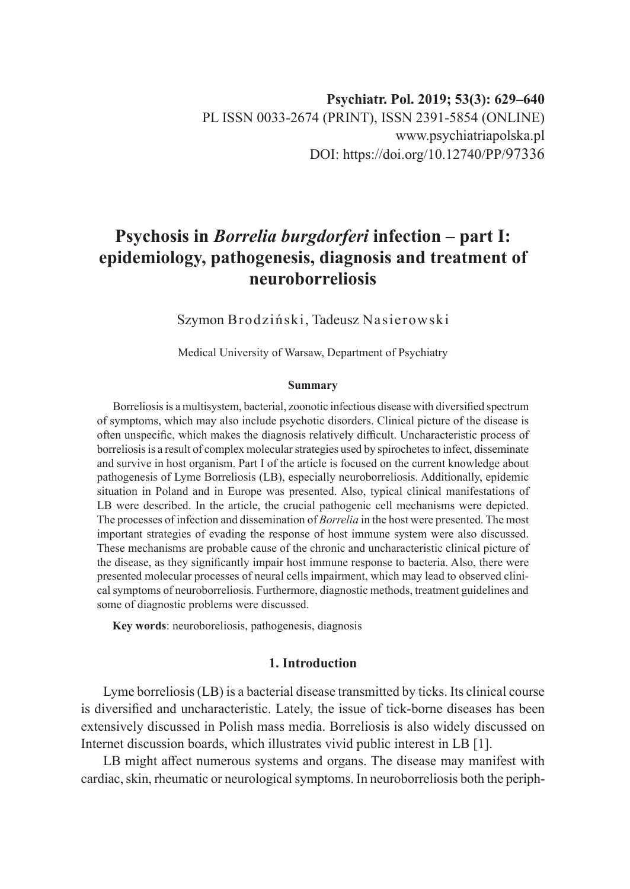Psychiatr. Pol. 2019; 53(3): 629–640
PL ISSN 0033-2674 (PRINT), ISSN 2391-5854 (ONLINE)
www.psychiatriapolska.pl
DOI: https://doi.org/10.12740/PP/97336

# Psychosis in *Borrelia burgdorferi* infection – part I: epidemiology, pathogenesis, diagnosis and treatment of neuroborreliosis

Szymon Brodziński, Tadeusz Nasierowski

Medical University of Warsaw, Department of Psychiatry

### Summary

Borreliosis is a multisystem, bacterial, zoonotic infectious disease with diversified spectrum of symptoms, which may also include psychotic disorders. Clinical picture of the disease is often unspecific, which makes the diagnosis relatively difficult. Uncharacteristic process of borreliosis is a result of complex molecular strategies used by spirochetes to infect, disseminate and survive in host organism. Part I of the article is focused on the current knowledge about pathogenesis of Lyme Borreliosis (LB), especially neuroborreliosis. Additionally, epidemic situation in Poland and in Europe was presented. Also, typical clinical manifestations of LB were described. In the article, the crucial pathogenic cell mechanisms were depicted. The processes of infection and dissemination of *Borrelia* in the host were presented. The most important strategies of evading the response of host immune system were also discussed. These mechanisms are probable cause of the chronic and uncharacteristic clinical picture of the disease, as they significantly impair host immune response to bacteria. Also, there were presented molecular processes of neural cells impairment, which may lead to observed clinical symptoms of neuroborreliosis. Furthermore, diagnostic methods, treatment guidelines and some of diagnostic problems were discussed.

**Key words**: neuroboreliosis, pathogenesis, diagnosis

## 1. Introduction

Lyme borreliosis (LB) is a bacterial disease transmitted by ticks. Its clinical course is diversified and uncharacteristic. Lately, the issue of tick-borne diseases has been extensively discussed in Polish mass media. Borreliosis is also widely discussed on Internet discussion boards, which illustrates vivid public interest in LB [1].

LB might affect numerous systems and organs. The disease may manifest with cardiac, skin, rheumatic or neurological symptoms. In neuroborreliosis both the periph-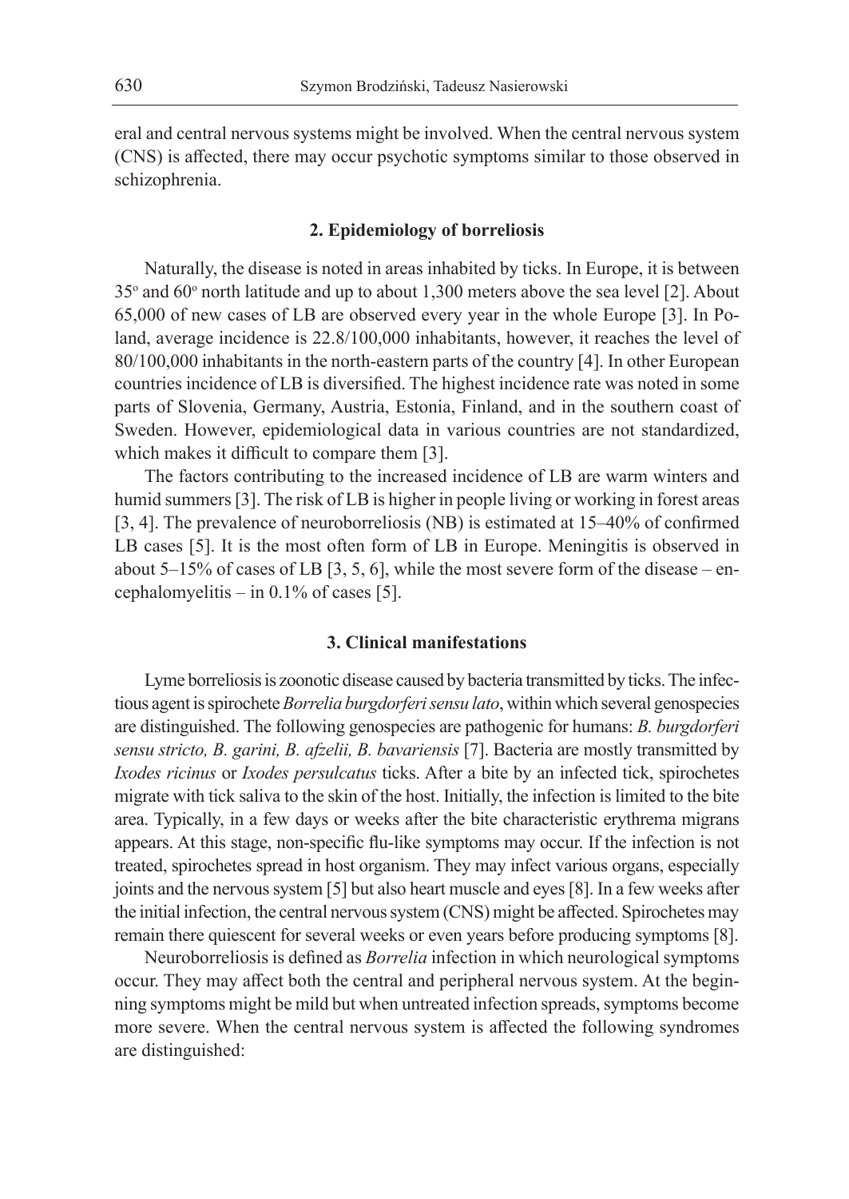eral and central nervous systems might be involved. When the central nervous system (CNS) is affected, there may occur psychotic symptoms similar to those observed in schizophrenia.

## 2. Epidemiology of borreliosis

Naturally, the disease is noted in areas inhabited by ticks. In Europe, it is between 35° and 60° north latitude and up to about 1,300 meters above the sea level [2]. About 65,000 of new cases of LB are observed every year in the whole Europe [3]. In Poland, average incidence is 22.8/100,000 inhabitants, however, it reaches the level of 80/100,000 inhabitants in the north-eastern parts of the country [4]. In other European countries incidence of LB is diversified. The highest incidence rate was noted in some parts of Slovenia, Germany, Austria, Estonia, Finland, and in the southern coast of Sweden. However, epidemiological data in various countries are not standardized, which makes it difficult to compare them [3].

The factors contributing to the increased incidence of LB are warm winters and humid summers [3]. The risk of LB is higher in people living or working in forest areas [3, 4]. The prevalence of neuroborreliosis (NB) is estimated at 15–40% of confirmed LB cases [5]. It is the most often form of LB in Europe. Meningitis is observed in about 5–15% of cases of LB [3, 5, 6], while the most severe form of the disease – encephalomyelitis – in 0.1% of cases [5].

## 3. Clinical manifestations

Lyme borreliosis is zoonotic disease caused by bacteria transmitted by ticks. The infectious agent is spirochete *Borrelia burgdorferi sensu lato*, within which several genospecies are distinguished. The following genospecies are pathogenic for humans: *B. burgdorferi sensu stricto, B. garini, B. afzelii, B. bavariensis* [7]. Bacteria are mostly transmitted by *Ixodes ricinus* or *Ixodes persulcatus* ticks. After a bite by an infected tick, spirochetes migrate with tick saliva to the skin of the host. Initially, the infection is limited to the bite area. Typically, in a few days or weeks after the bite characteristic erythrema migrans appears. At this stage, non-specific flu-like symptoms may occur. If the infection is not treated, spirochetes spread in host organism. They may infect various organs, especially joints and the nervous system [5] but also heart muscle and eyes [8]. In a few weeks after the initial infection, the central nervous system (CNS) might be affected. Spirochetes may remain there quiescent for several weeks or even years before producing symptoms [8].

Neuroborreliosis is defined as *Borrelia* infection in which neurological symptoms occur. They may affect both the central and peripheral nervous system. At the beginning symptoms might be mild but when untreated infection spreads, symptoms become more severe. When the central nervous system is affected the following syndromes are distinguished: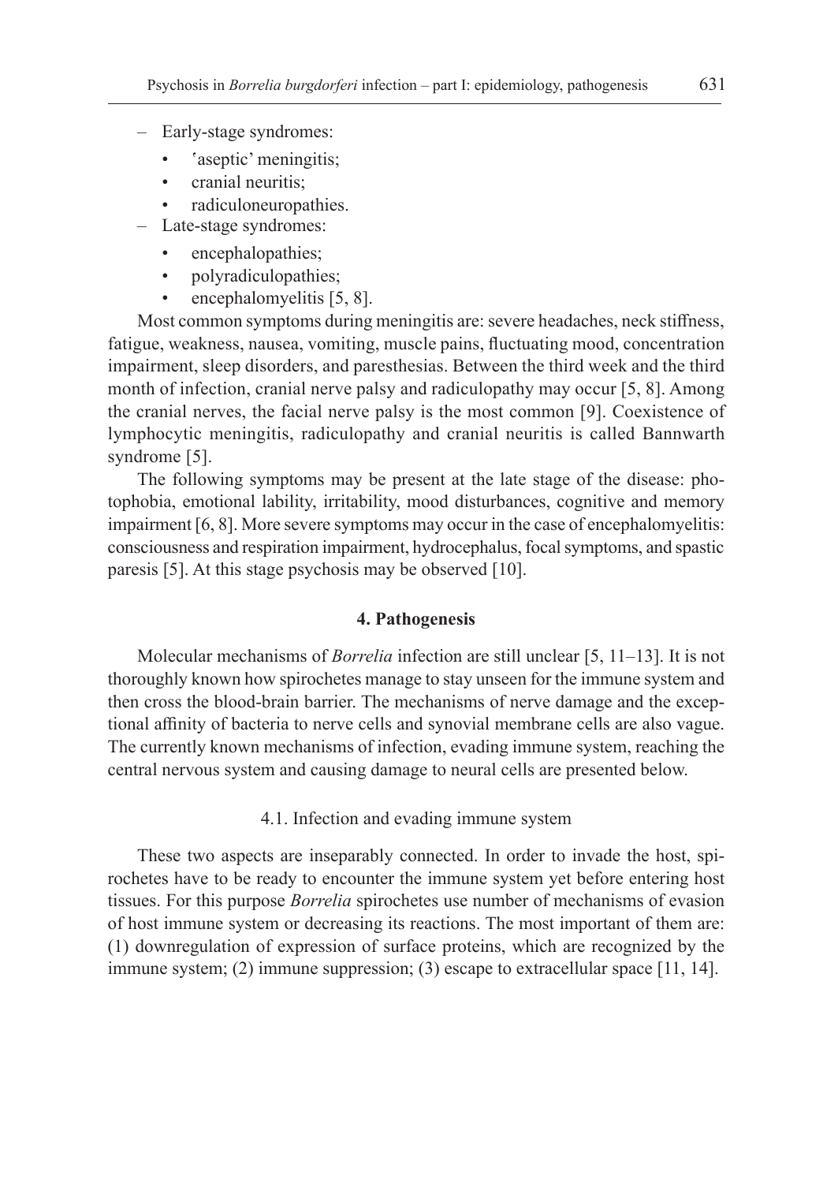- Early-stage syndromes:
  - 'aseptic' meningitis;
  - cranial neuritis;
  - radiculoneuropathies.
- Late-stage syndromes:
  - encephalopathies;
  - polyradiculopathies;
  - encephalomyelitis [5, 8].

Most common symptoms during meningitis are: severe headaches, neck stiffness, fatigue, weakness, nausea, vomiting, muscle pains, fluctuating mood, concentration impairment, sleep disorders, and paresthesias. Between the third week and the third month of infection, cranial nerve palsy and radiculopathy may occur [5, 8]. Among the cranial nerves, the facial nerve palsy is the most common [9]. Coexistence of lymphocytic meningitis, radiculopathy and cranial neuritis is called Bannwarth syndrome [5].

The following symptoms may be present at the late stage of the disease: photophobia, emotional lability, irritability, mood disturbances, cognitive and memory impairment [6, 8]. More severe symptoms may occur in the case of encephalomyelitis: consciousness and respiration impairment, hydrocephalus, focal symptoms, and spastic paresis [5]. At this stage psychosis may be observed [10].

## 4. Pathogenesis

Molecular mechanisms of *Borrelia* infection are still unclear [5, 11–13]. It is not thoroughly known how spirochetes manage to stay unseen for the immune system and then cross the blood-brain barrier. The mechanisms of nerve damage and the exceptional affinity of bacteria to nerve cells and synovial membrane cells are also vague. The currently known mechanisms of infection, evading immune system, reaching the central nervous system and causing damage to neural cells are presented below.

### 4.1. Infection and evading immune system

These two aspects are inseparably connected. In order to invade the host, spirochetes have to be ready to encounter the immune system yet before entering host tissues. For this purpose *Borrelia* spirochetes use number of mechanisms of evasion of host immune system or decreasing its reactions. The most important of them are: (1) downregulation of expression of surface proteins, which are recognized by the immune system; (2) immune suppression; (3) escape to extracellular space [11, 14].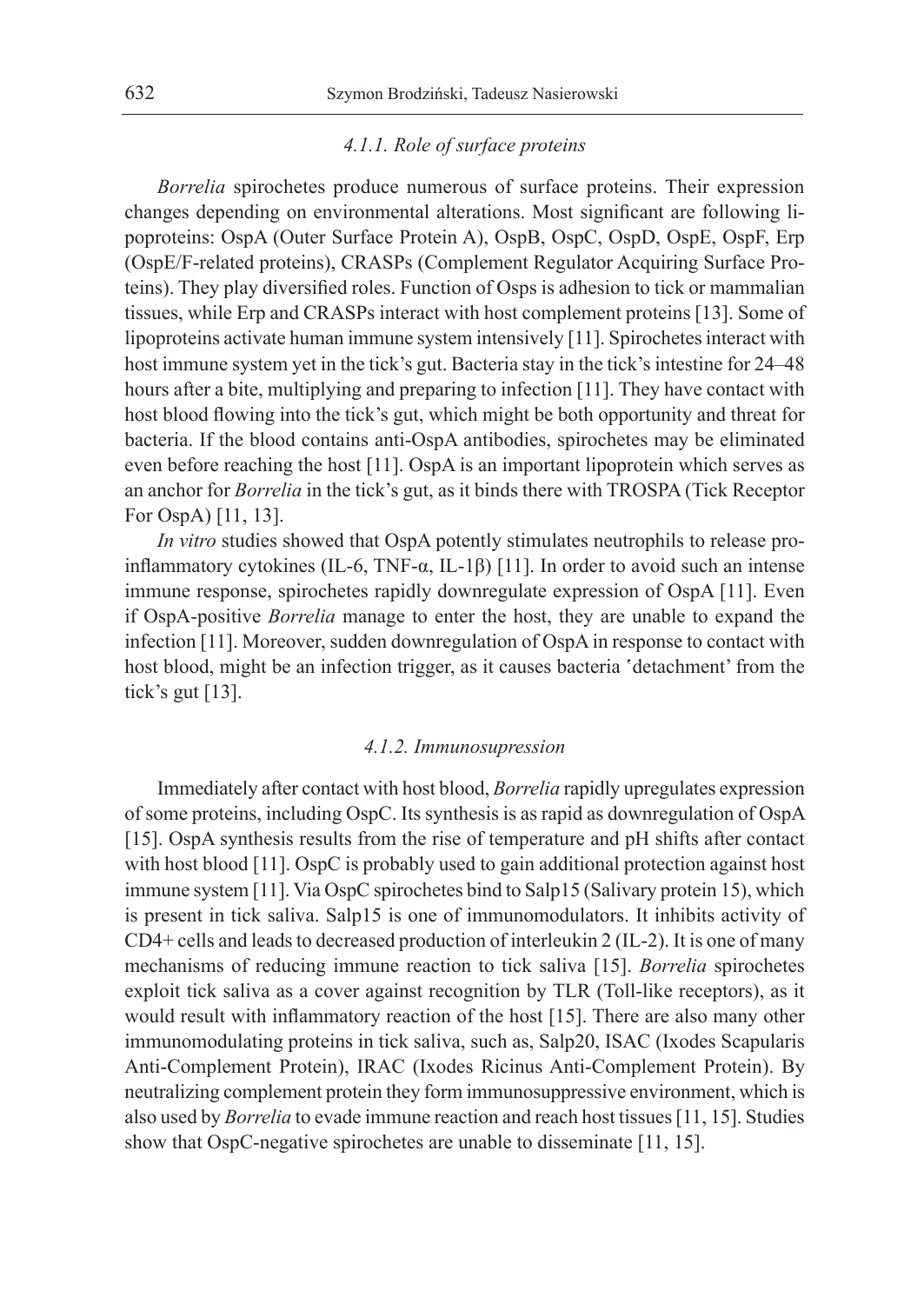#### *4.1.1. Role of surface proteins*

*Borrelia* spirochetes produce numerous of surface proteins. Their expression changes depending on environmental alterations. Most significant are following lipoproteins: OspA (Outer Surface Protein A), OspB, OspC, OspD, OspE, OspF, Erp (OspE/F-related proteins), CRASPs (Complement Regulator Acquiring Surface Proteins). They play diversified roles. Function of Osps is adhesion to tick or mammalian tissues, while Erp and CRASPs interact with host complement proteins [13]. Some of lipoproteins activate human immune system intensively [11]. Spirochetes interact with host immune system yet in the tick's gut. Bacteria stay in the tick's intestine for 24–48 hours after a bite, multiplying and preparing to infection [11]. They have contact with host blood flowing into the tick's gut, which might be both opportunity and threat for bacteria. If the blood contains anti-OspA antibodies, spirochetes may be eliminated even before reaching the host [11]. OspA is an important lipoprotein which serves as an anchor for *Borrelia* in the tick's gut, as it binds there with TROSPA (Tick Receptor For OspA) [11, 13].

*In vitro* studies showed that OspA potently stimulates neutrophils to release pro-inflammatory cytokines (IL-6, TNF-α, IL-1β) [11]. In order to avoid such an intense immune response, spirochetes rapidly downregulate expression of OspA [11]. Even if OspA-positive *Borrelia* manage to enter the host, they are unable to expand the infection [11]. Moreover, sudden downregulation of OspA in response to contact with host blood, might be an infection trigger, as it causes bacteria 'detachment' from the tick's gut [13].

#### *4.1.2. Immunosupression*

Immediately after contact with host blood, *Borrelia* rapidly upregulates expression of some proteins, including OspC. Its synthesis is as rapid as downregulation of OspA [15]. OspA synthesis results from the rise of temperature and pH shifts after contact with host blood [11]. OspC is probably used to gain additional protection against host immune system [11]. Via OspC spirochetes bind to Salp15 (Salivary protein 15), which is present in tick saliva. Salp15 is one of immunomodulators. It inhibits activity of CD4+ cells and leads to decreased production of interleukin 2 (IL-2). It is one of many mechanisms of reducing immune reaction to tick saliva [15]. *Borrelia* spirochetes exploit tick saliva as a cover against recognition by TLR (Toll-like receptors), as it would result with inflammatory reaction of the host [15]. There are also many other immunomodulating proteins in tick saliva, such as, Salp20, ISAC (Ixodes Scapularis Anti-Complement Protein), IRAC (Ixodes Ricinus Anti-Complement Protein). By neutralizing complement protein they form immunosuppressive environment, which is also used by *Borrelia* to evade immune reaction and reach host tissues [11, 15]. Studies show that OspC-negative spirochetes are unable to disseminate [11, 15].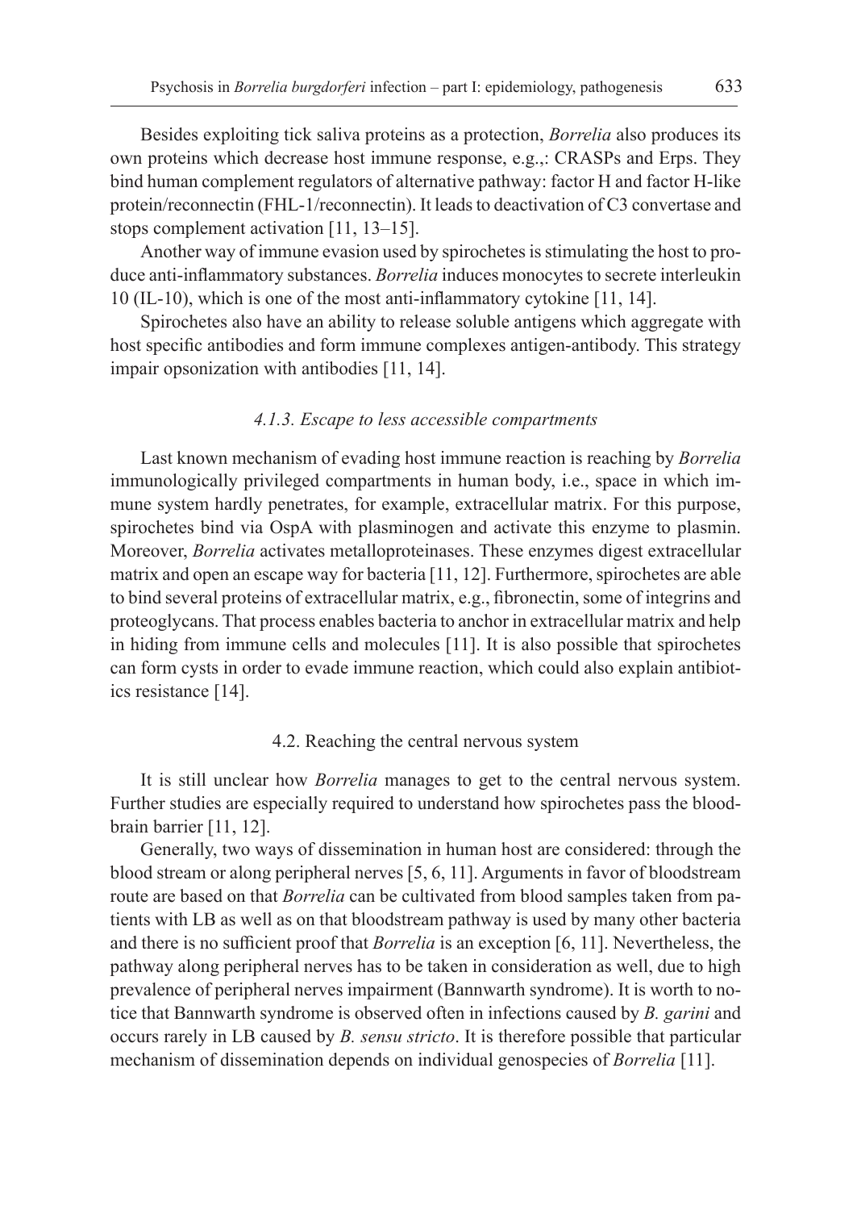Besides exploiting tick saliva proteins as a protection, *Borrelia* also produces its own proteins which decrease host immune response, e.g.,: CRASPs and Erps. They bind human complement regulators of alternative pathway: factor H and factor H-like protein/reconnectin (FHL-1/reconnectin). It leads to deactivation of C3 convertase and stops complement activation [11, 13–15].

Another way of immune evasion used by spirochetes is stimulating the host to produce anti-inflammatory substances. *Borrelia* induces monocytes to secrete interleukin 10 (IL-10), which is one of the most anti-inflammatory cytokine [11, 14].

Spirochetes also have an ability to release soluble antigens which aggregate with host specific antibodies and form immune complexes antigen-antibody. This strategy impair opsonization with antibodies [11, 14].

#### *4.1.3. Escape to less accessible compartments*

Last known mechanism of evading host immune reaction is reaching by *Borrelia* immunologically privileged compartments in human body, i.e., space in which immune system hardly penetrates, for example, extracellular matrix. For this purpose, spirochetes bind via OspA with plasminogen and activate this enzyme to plasmin. Moreover, *Borrelia* activates metalloproteinases. These enzymes digest extracellular matrix and open an escape way for bacteria [11, 12]. Furthermore, spirochetes are able to bind several proteins of extracellular matrix, e.g., fibronectin, some of integrins and proteoglycans. That process enables bacteria to anchor in extracellular matrix and help in hiding from immune cells and molecules [11]. It is also possible that spirochetes can form cysts in order to evade immune reaction, which could also explain antibiotics resistance [14].

### 4.2. Reaching the central nervous system

It is still unclear how *Borrelia* manages to get to the central nervous system. Further studies are especially required to understand how spirochetes pass the blood-brain barrier [11, 12].

Generally, two ways of dissemination in human host are considered: through the blood stream or along peripheral nerves [5, 6, 11]. Arguments in favor of bloodstream route are based on that *Borrelia* can be cultivated from blood samples taken from patients with LB as well as on that bloodstream pathway is used by many other bacteria and there is no sufficient proof that *Borrelia* is an exception [6, 11]. Nevertheless, the pathway along peripheral nerves has to be taken in consideration as well, due to high prevalence of peripheral nerves impairment (Bannwarth syndrome). It is worth to notice that Bannwarth syndrome is observed often in infections caused by *B. garini* and occurs rarely in LB caused by *B. sensu stricto*. It is therefore possible that particular mechanism of dissemination depends on individual genospecies of *Borrelia* [11].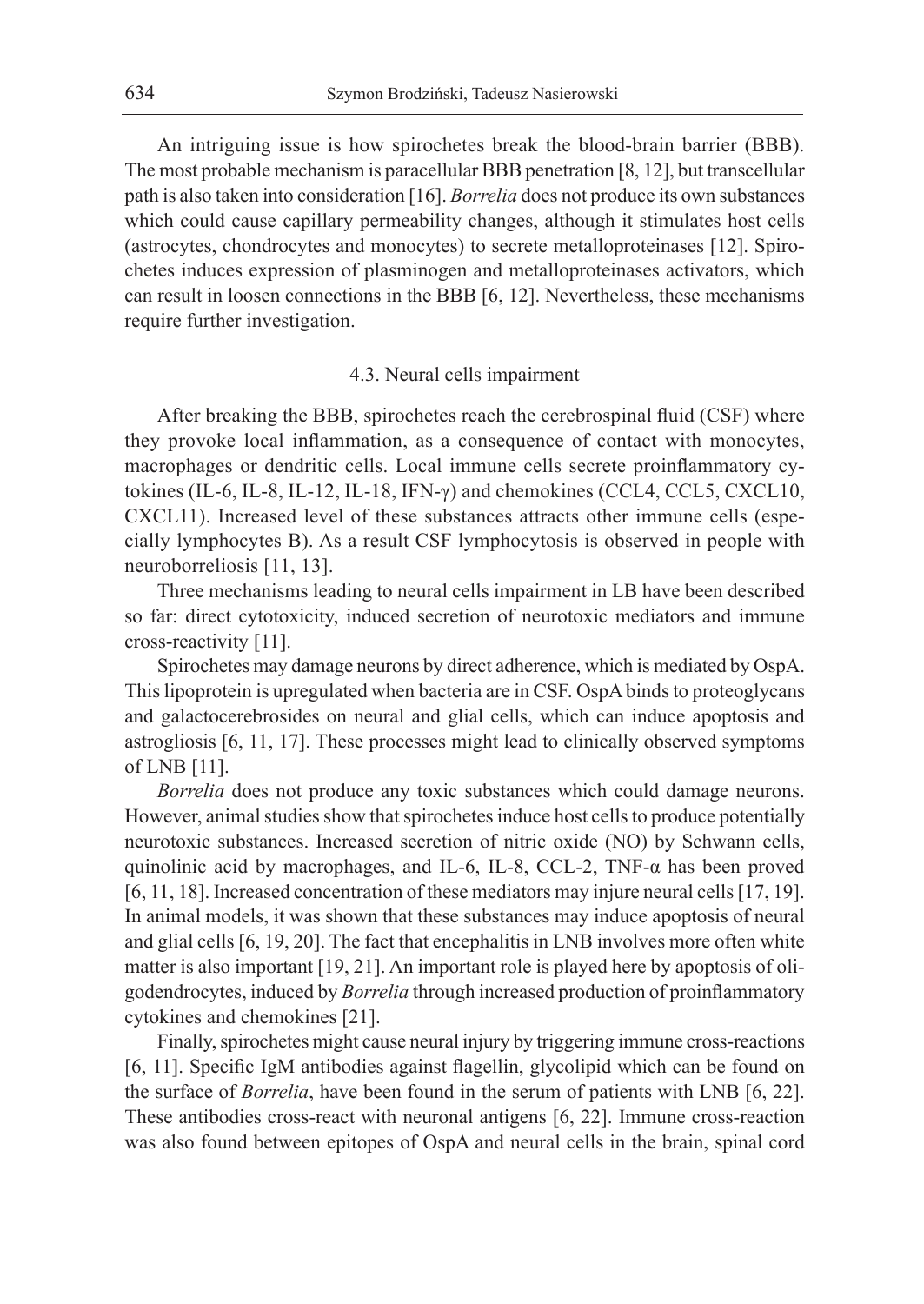An intriguing issue is how spirochetes break the blood-brain barrier (BBB). The most probable mechanism is paracellular BBB penetration [8, 12], but transcellular path is also taken into consideration [16]. *Borrelia* does not produce its own substances which could cause capillary permeability changes, although it stimulates host cells (astrocytes, chondrocytes and monocytes) to secrete metalloproteinases [12]. Spirochetes induces expression of plasminogen and metalloproteinases activators, which can result in loosen connections in the BBB [6, 12]. Nevertheless, these mechanisms require further investigation.

### 4.3. Neural cells impairment

After breaking the BBB, spirochetes reach the cerebrospinal fluid (CSF) where they provoke local inflammation, as a consequence of contact with monocytes, macrophages or dendritic cells. Local immune cells secrete proinflammatory cytokines (IL-6, IL-8, IL-12, IL-18, IFN-γ) and chemokines (CCL4, CCL5, CXCL10, CXCL11). Increased level of these substances attracts other immune cells (especially lymphocytes B). As a result CSF lymphocytosis is observed in people with neuroborreliosis [11, 13].

Three mechanisms leading to neural cells impairment in LB have been described so far: direct cytotoxicity, induced secretion of neurotoxic mediators and immune cross-reactivity [11].

Spirochetes may damage neurons by direct adherence, which is mediated by OspA. This lipoprotein is upregulated when bacteria are in CSF. OspA binds to proteoglycans and galactocerebrosides on neural and glial cells, which can induce apoptosis and astrogliosis [6, 11, 17]. These processes might lead to clinically observed symptoms of LNB [11].

*Borrelia* does not produce any toxic substances which could damage neurons. However, animal studies show that spirochetes induce host cells to produce potentially neurotoxic substances. Increased secretion of nitric oxide (NO) by Schwann cells, quinolinic acid by macrophages, and IL-6, IL-8, CCL-2, TNF-α has been proved [6, 11, 18]. Increased concentration of these mediators may injure neural cells [17, 19]. In animal models, it was shown that these substances may induce apoptosis of neural and glial cells [6, 19, 20]. The fact that encephalitis in LNB involves more often white matter is also important [19, 21]. An important role is played here by apoptosis of oligodendrocytes, induced by *Borrelia* through increased production of proinflammatory cytokines and chemokines [21].

Finally, spirochetes might cause neural injury by triggering immune cross-reactions [6, 11]. Specific IgM antibodies against flagellin, glycolipid which can be found on the surface of *Borrelia*, have been found in the serum of patients with LNB [6, 22]. These antibodies cross-react with neuronal antigens [6, 22]. Immune cross-reaction was also found between epitopes of OspA and neural cells in the brain, spinal cord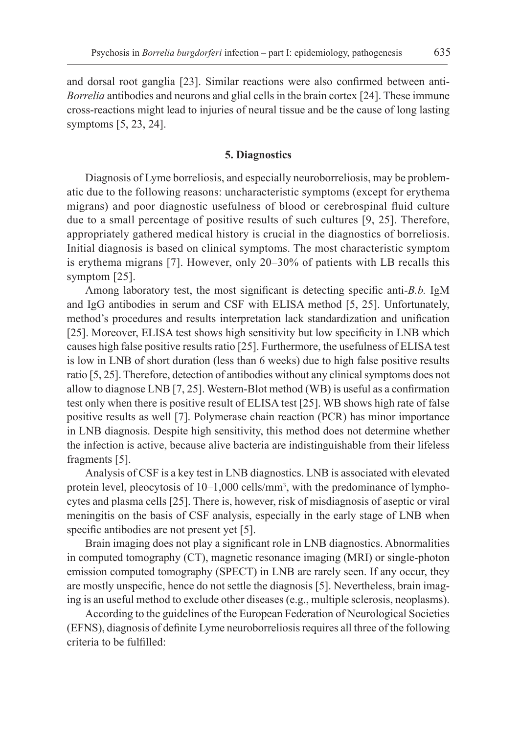and dorsal root ganglia [23]. Similar reactions were also confirmed between anti-*Borrelia* antibodies and neurons and glial cells in the brain cortex [24]. These immune cross-reactions might lead to injuries of neural tissue and be the cause of long lasting symptoms [5, 23, 24].

## 5. Diagnostics

Diagnosis of Lyme borreliosis, and especially neuroborreliosis, may be problematic due to the following reasons: uncharacteristic symptoms (except for erythema migrans) and poor diagnostic usefulness of blood or cerebrospinal fluid culture due to a small percentage of positive results of such cultures [9, 25]. Therefore, appropriately gathered medical history is crucial in the diagnostics of borreliosis. Initial diagnosis is based on clinical symptoms. The most characteristic symptom is erythema migrans [7]. However, only 20–30% of patients with LB recalls this symptom [25].

Among laboratory test, the most significant is detecting specific anti-*B.b.* IgM and IgG antibodies in serum and CSF with ELISA method [5, 25]. Unfortunately, method's procedures and results interpretation lack standardization and unification [25]. Moreover, ELISA test shows high sensitivity but low specificity in LNB which causes high false positive results ratio [25]. Furthermore, the usefulness of ELISA test is low in LNB of short duration (less than 6 weeks) due to high false positive results ratio [5, 25]. Therefore, detection of antibodies without any clinical symptoms does not allow to diagnose LNB [7, 25]. Western-Blot method (WB) is useful as a confirmation test only when there is positive result of ELISA test [25]. WB shows high rate of false positive results as well [7]. Polymerase chain reaction (PCR) has minor importance in LNB diagnosis. Despite high sensitivity, this method does not determine whether the infection is active, because alive bacteria are indistinguishable from their lifeless fragments [5].

Analysis of CSF is a key test in LNB diagnostics. LNB is associated with elevated protein level, pleocytosis of 10–1,000 cells/mm$^3$, with the predominance of lymphocytes and plasma cells [25]. There is, however, risk of misdiagnosis of aseptic or viral meningitis on the basis of CSF analysis, especially in the early stage of LNB when specific antibodies are not present yet [5].

Brain imaging does not play a significant role in LNB diagnostics. Abnormalities in computed tomography (CT), magnetic resonance imaging (MRI) or single-photon emission computed tomography (SPECT) in LNB are rarely seen. If any occur, they are mostly unspecific, hence do not settle the diagnosis [5]. Nevertheless, brain imaging is an useful method to exclude other diseases (e.g., multiple sclerosis, neoplasms).

According to the guidelines of the European Federation of Neurological Societies (EFNS), diagnosis of definite Lyme neuroborreliosis requires all three of the following criteria to be fulfilled: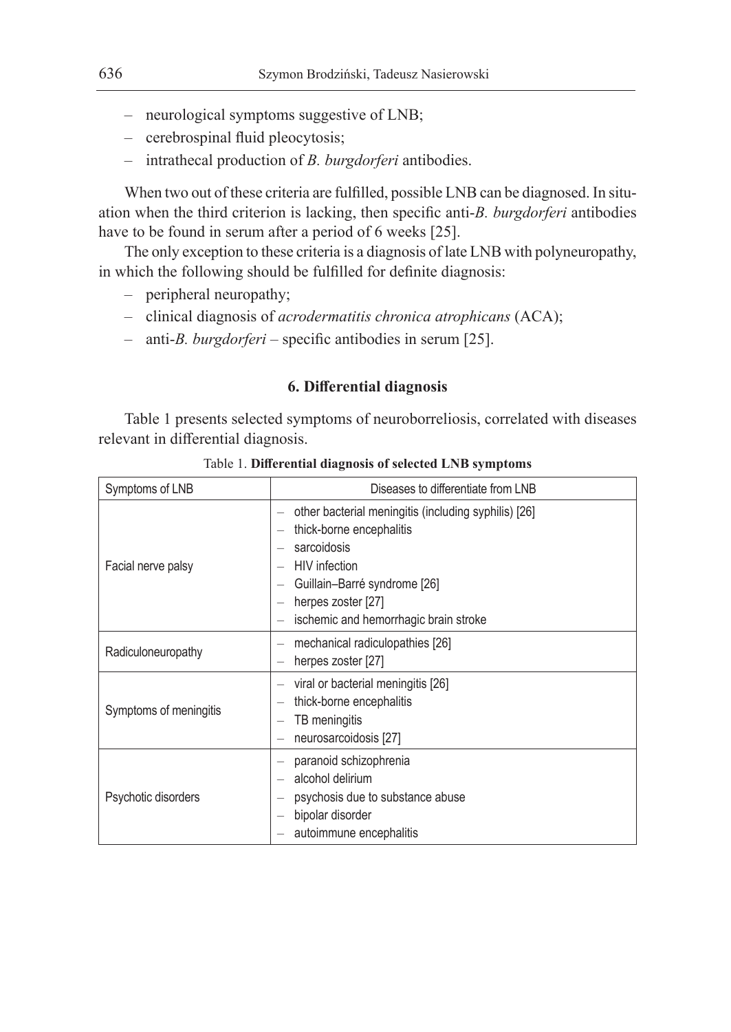- neurological symptoms suggestive of LNB;
- cerebrospinal fluid pleocytosis;
- intrathecal production of *B. burgdorferi* antibodies.

When two out of these criteria are fulfilled, possible LNB can be diagnosed. In situation when the third criterion is lacking, then specific anti-*B. burgdorferi* antibodies have to be found in serum after a period of 6 weeks [25].

The only exception to these criteria is a diagnosis of late LNB with polyneuropathy, in which the following should be fulfilled for definite diagnosis:

- peripheral neuropathy;
- clinical diagnosis of *acrodermatitis chronica atrophicans* (ACA);
- anti-*B. burgdorferi* – specific antibodies in serum [25].

## 6. Differential diagnosis

Table 1 presents selected symptoms of neuroborreliosis, correlated with diseases relevant in differential diagnosis.

Table 1. **Differential diagnosis of selected LNB symptoms**

| Symptoms of LNB | Diseases to differentiate from LNB |
|---|---|
| Facial nerve palsy | – other bacterial meningitis (including syphilis) [26]<br>– thick-borne encephalitis<br>– sarcoidosis<br>– HIV infection<br>– Guillain–Barré syndrome [26]<br>– herpes zoster [27]<br>– ischemic and hemorrhagic brain stroke |
| Radiculoneuropathy | – mechanical radiculopathies [26]<br>– herpes zoster [27] |
| Symptoms of meningitis | – viral or bacterial meningitis [26]<br>– thick-borne encephalitis<br>– TB meningitis<br>– neurosarcoidosis [27] |
| Psychotic disorders | – paranoid schizophrenia<br>– alcohol delirium<br>– psychosis due to substance abuse<br>– bipolar disorder<br>– autoimmune encephalitis |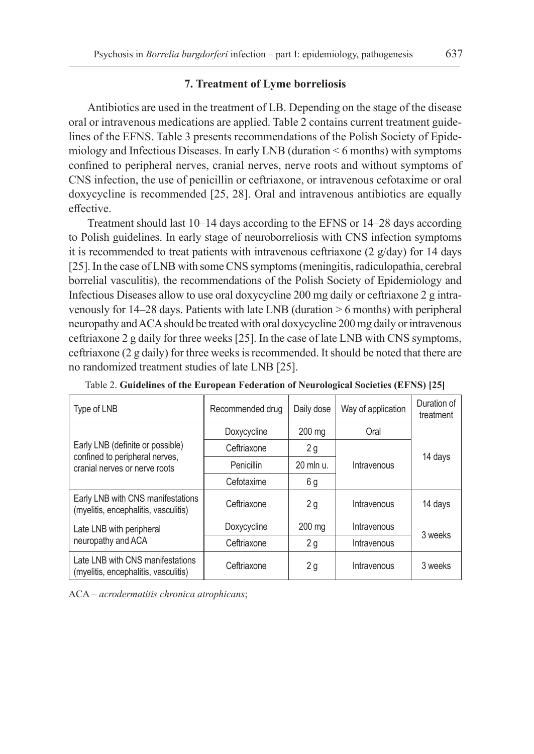## 7. Treatment of Lyme borreliosis

Antibiotics are used in the treatment of LB. Depending on the stage of the disease oral or intravenous medications are applied. Table 2 contains current treatment guidelines of the EFNS. Table 3 presents recommendations of the Polish Society of Epidemiology and Infectious Diseases. In early LNB (duration < 6 months) with symptoms confined to peripheral nerves, cranial nerves, nerve roots and without symptoms of CNS infection, the use of penicillin or ceftriaxone, or intravenous cefotaxime or oral doxycycline is recommended [25, 28]. Oral and intravenous antibiotics are equally effective.

Treatment should last 10–14 days according to the EFNS or 14–28 days according to Polish guidelines. In early stage of neuroborreliosis with CNS infection symptoms it is recommended to treat patients with intravenous ceftriaxone (2 g/day) for 14 days [25]. In the case of LNB with some CNS symptoms (meningitis, radiculopathia, cerebral borrelial vasculitis), the recommendations of the Polish Society of Epidemiology and Infectious Diseases allow to use oral doxycycline 200 mg daily or ceftriaxone 2 g intravenously for 14–28 days. Patients with late LNB (duration > 6 months) with peripheral neuropathy and ACA should be treated with oral doxycycline 200 mg daily or intravenous ceftriaxone 2 g daily for three weeks [25]. In the case of late LNB with CNS symptoms, ceftriaxone (2 g daily) for three weeks is recommended. It should be noted that there are no randomized treatment studies of late LNB [25].

Table 2. **Guidelines of the European Federation of Neurological Societies (EFNS) [25]**

| Type of LNB | Recommended drug | Daily dose | Way of application | Duration of treatment |
|---|---|---|---|---|
| Early LNB (definite or possible) confined to peripheral nerves, cranial nerves or nerve roots | Doxycycline | 200 mg | Oral | 14 days |
| | Ceftriaxone | 2 g | Intravenous | |
| | Penicillin | 20 mln u. | | |
| | Cefotaxime | 6 g | | |
| Early LNB with CNS manifestations (myelitis, encephalitis, vasculitis) | Ceftriaxone | 2 g | Intravenous | 14 days |
| Late LNB with peripheral neuropathy and ACA | Doxycycline | 200 mg | Intravenous | 3 weeks |
| | Ceftriaxone | 2 g | Intravenous | |
| Late LNB with CNS manifestations (myelitis, encephalitis, vasculitis) | Ceftriaxone | 2 g | Intravenous | 3 weeks |

ACA – *acrodermatitis chronica atrophicans*;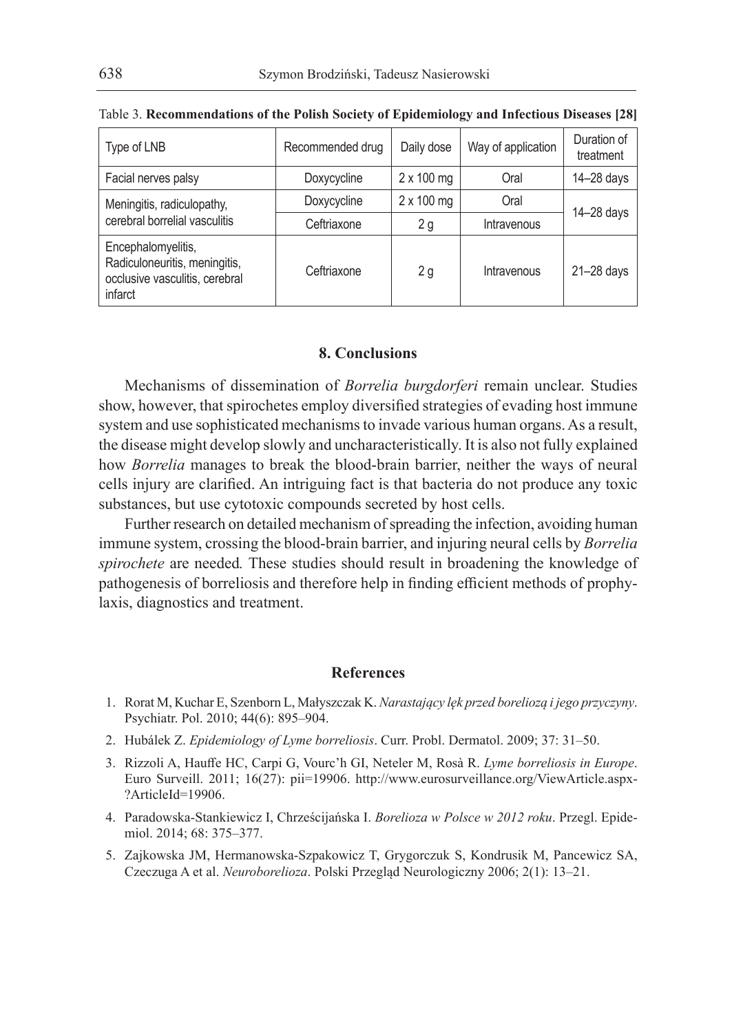Table 3. **Recommendations of the Polish Society of Epidemiology and Infectious Diseases [28]**

| Type of LNB | Recommended drug | Daily dose | Way of application | Duration of treatment |
|---|---|---|---|---|
| Facial nerves palsy | Doxycycline | 2 x 100 mg | Oral | 14–28 days |
| Meningitis, radiculopathy, cerebral borrelial vasculitis | Doxycycline | 2 x 100 mg | Oral | 14–28 days |
| | Ceftriaxone | 2 g | Intravenous | |
| Encephalomyelitis, Radiculoneuritis, meningitis, occlusive vasculitis, cerebral infarct | Ceftriaxone | 2 g | Intravenous | 21–28 days |

## 8. Conclusions

Mechanisms of dissemination of *Borrelia burgdorferi* remain unclear. Studies show, however, that spirochetes employ diversified strategies of evading host immune system and use sophisticated mechanisms to invade various human organs. As a result, the disease might develop slowly and uncharacteristically. It is also not fully explained how *Borrelia* manages to break the blood-brain barrier, neither the ways of neural cells injury are clarified. An intriguing fact is that bacteria do not produce any toxic substances, but use cytotoxic compounds secreted by host cells.

Further research on detailed mechanism of spreading the infection, avoiding human immune system, crossing the blood-brain barrier, and injuring neural cells by *Borrelia spirochete* are needed*.* These studies should result in broadening the knowledge of pathogenesis of borreliosis and therefore help in finding efficient methods of prophylaxis, diagnostics and treatment.

## References

1. Rorat M, Kuchar E, Szenborn L, Małyszczak K. *Narastający lęk przed boreliozą i jego przyczyny*. Psychiatr. Pol. 2010; 44(6): 895–904.
2. Hubálek Z. *Epidemiology of Lyme borreliosis*. Curr. Probl. Dermatol. 2009; 37: 31–50.
3. Rizzoli A, Hauffe HC, Carpi G, Vourc'h GI, Neteler M, Rosà R. *Lyme borreliosis in Europe*. Euro Surveill. 2011; 16(27): pii=19906. http://www.eurosurveillance.org/ViewArticle.aspx?ArticleId=19906.
4. Paradowska-Stankiewicz I, Chrześcijańska I. *Borelioza w Polsce w 2012 roku*. Przegl. Epidemiol. 2014; 68: 375–377.
5. Zajkowska JM, Hermanowska-Szpakowicz T, Grygorczuk S, Kondrusik M, Pancewicz SA, Czeczuga A et al. *Neuroborelioza*. Polski Przegląd Neurologiczny 2006; 2(1): 13–21.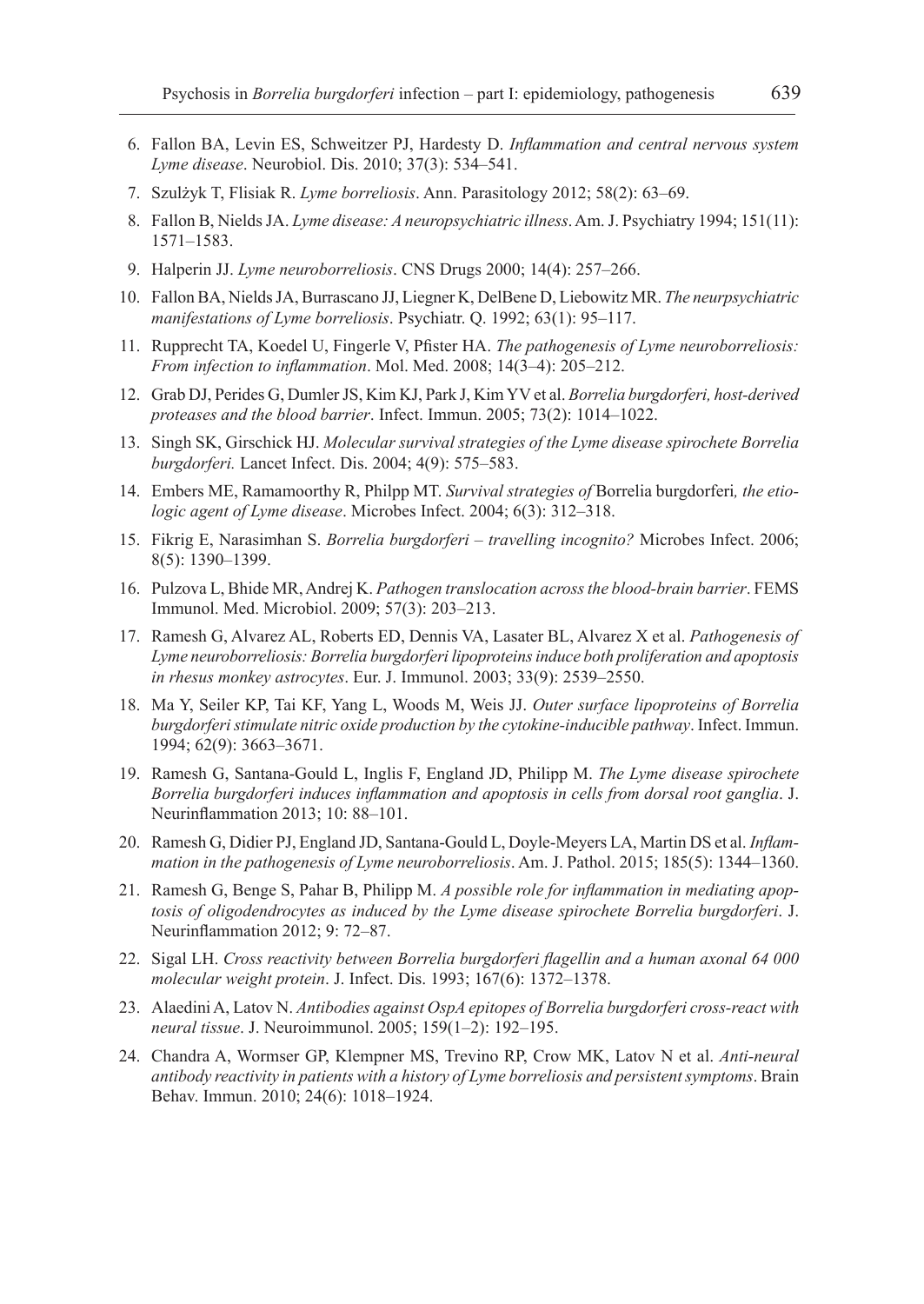6. Fallon BA, Levin ES, Schweitzer PJ, Hardesty D. *Inflammation and central nervous system Lyme disease*. Neurobiol. Dis. 2010; 37(3): 534–541.
7. Szulżyk T, Flisiak R. *Lyme borreliosis*. Ann. Parasitology 2012; 58(2): 63–69.
8. Fallon B, Nields JA. *Lyme disease: A neuropsychiatric illness*. Am. J. Psychiatry 1994; 151(11): 1571–1583.
9. Halperin JJ. *Lyme neuroborreliosis*. CNS Drugs 2000; 14(4): 257–266.
10. Fallon BA, Nields JA, Burrascano JJ, Liegner K, DelBene D, Liebowitz MR. *The neurpsychiatric manifestations of Lyme borreliosis*. Psychiatr. Q. 1992; 63(1): 95–117.
11. Rupprecht TA, Koedel U, Fingerle V, Pfister HA. *The pathogenesis of Lyme neuroborreliosis: From infection to inflammation*. Mol. Med. 2008; 14(3–4): 205–212.
12. Grab DJ, Perides G, Dumler JS, Kim KJ, Park J, Kim YV et al. *Borrelia burgdorferi, host-derived proteases and the blood barrier*. Infect. Immun. 2005; 73(2): 1014–1022.
13. Singh SK, Girschick HJ. *Molecular survival strategies of the Lyme disease spirochete Borrelia burgdorferi.* Lancet Infect. Dis. 2004; 4(9): 575–583.
14. Embers ME, Ramamoorthy R, Philpp MT. *Survival strategies of* Borrelia burgdorferi*, the etiologic agent of Lyme disease*. Microbes Infect. 2004; 6(3): 312–318.
15. Fikrig E, Narasimhan S. *Borrelia burgdorferi – travelling incognito?* Microbes Infect. 2006; 8(5): 1390–1399.
16. Pulzova L, Bhide MR, Andrej K. *Pathogen translocation across the blood-brain barrier*. FEMS Immunol. Med. Microbiol. 2009; 57(3): 203–213.
17. Ramesh G, Alvarez AL, Roberts ED, Dennis VA, Lasater BL, Alvarez X et al. *Pathogenesis of Lyme neuroborreliosis: Borrelia burgdorferi lipoproteins induce both proliferation and apoptosis in rhesus monkey astrocytes*. Eur. J. Immunol. 2003; 33(9): 2539–2550.
18. Ma Y, Seiler KP, Tai KF, Yang L, Woods M, Weis JJ. *Outer surface lipoproteins of Borrelia burgdorferi stimulate nitric oxide production by the cytokine-inducible pathway*. Infect. Immun. 1994; 62(9): 3663–3671.
19. Ramesh G, Santana-Gould L, Inglis F, England JD, Philipp M. *The Lyme disease spirochete Borrelia burgdorferi induces inflammation and apoptosis in cells from dorsal root ganglia*. J. Neurinflammation 2013; 10: 88–101.
20. Ramesh G, Didier PJ, England JD, Santana-Gould L, Doyle-Meyers LA, Martin DS et al. *Inflammation in the pathogenesis of Lyme neuroborreliosis*. Am. J. Pathol. 2015; 185(5): 1344–1360.
21. Ramesh G, Benge S, Pahar B, Philipp M. *A possible role for inflammation in mediating apoptosis of oligodendrocytes as induced by the Lyme disease spirochete Borrelia burgdorferi*. J. Neurinflammation 2012; 9: 72–87.
22. Sigal LH. *Cross reactivity between Borrelia burgdorferi flagellin and a human axonal 64 000 molecular weight protein*. J. Infect. Dis. 1993; 167(6): 1372–1378.
23. Alaedini A, Latov N. *Antibodies against OspA epitopes of Borrelia burgdorferi cross-react with neural tissue*. J. Neuroimmunol. 2005; 159(1–2): 192–195.
24. Chandra A, Wormser GP, Klempner MS, Trevino RP, Crow MK, Latov N et al. *Anti-neural antibody reactivity in patients with a history of Lyme borreliosis and persistent symptoms*. Brain Behav. Immun. 2010; 24(6): 1018–1924.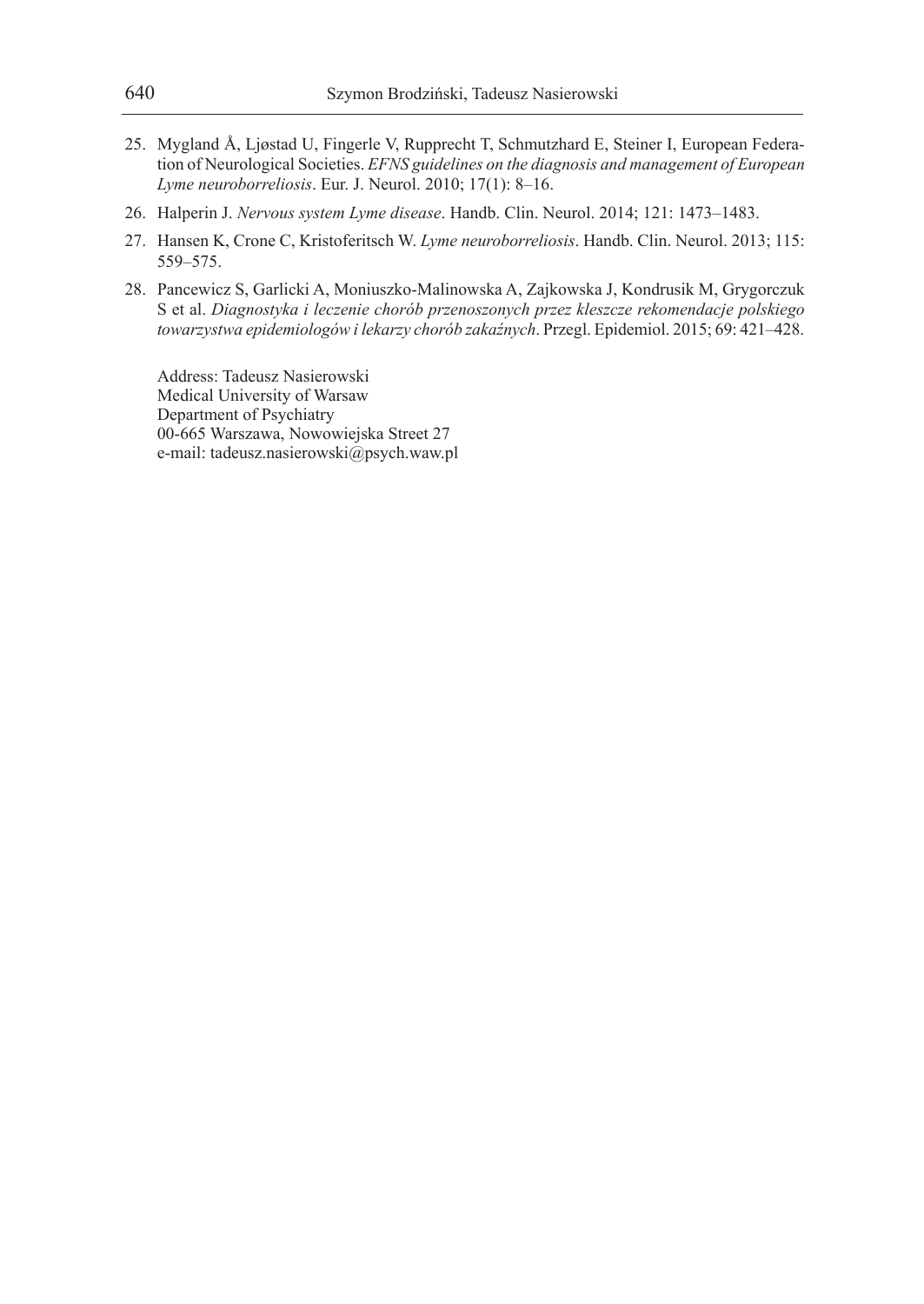25. Mygland Å, Ljøstad U, Fingerle V, Rupprecht T, Schmutzhard E, Steiner I, European Federation of Neurological Societies. *EFNS guidelines on the diagnosis and management of European Lyme neuroborreliosis*. Eur. J. Neurol. 2010; 17(1): 8–16.

26. Halperin J. *Nervous system Lyme disease*. Handb. Clin. Neurol. 2014; 121: 1473–1483.

27. Hansen K, Crone C, Kristoferitsch W. *Lyme neuroborreliosis*. Handb. Clin. Neurol. 2013; 115: 559–575.

28. Pancewicz S, Garlicki A, Moniuszko-Malinowska A, Zajkowska J, Kondrusik M, Grygorczuk S et al. *Diagnostyka i leczenie chorób przenoszonych przez kleszcze rekomendacje polskiego towarzystwa epidemiologów i lekarzy chorób zakaźnych*. Przegl. Epidemiol. 2015; 69: 421–428.

Address: Tadeusz Nasierowski
Medical University of Warsaw
Department of Psychiatry
00-665 Warszawa, Nowowiejska Street 27
e-mail: tadeusz.nasierowski@psych.waw.pl